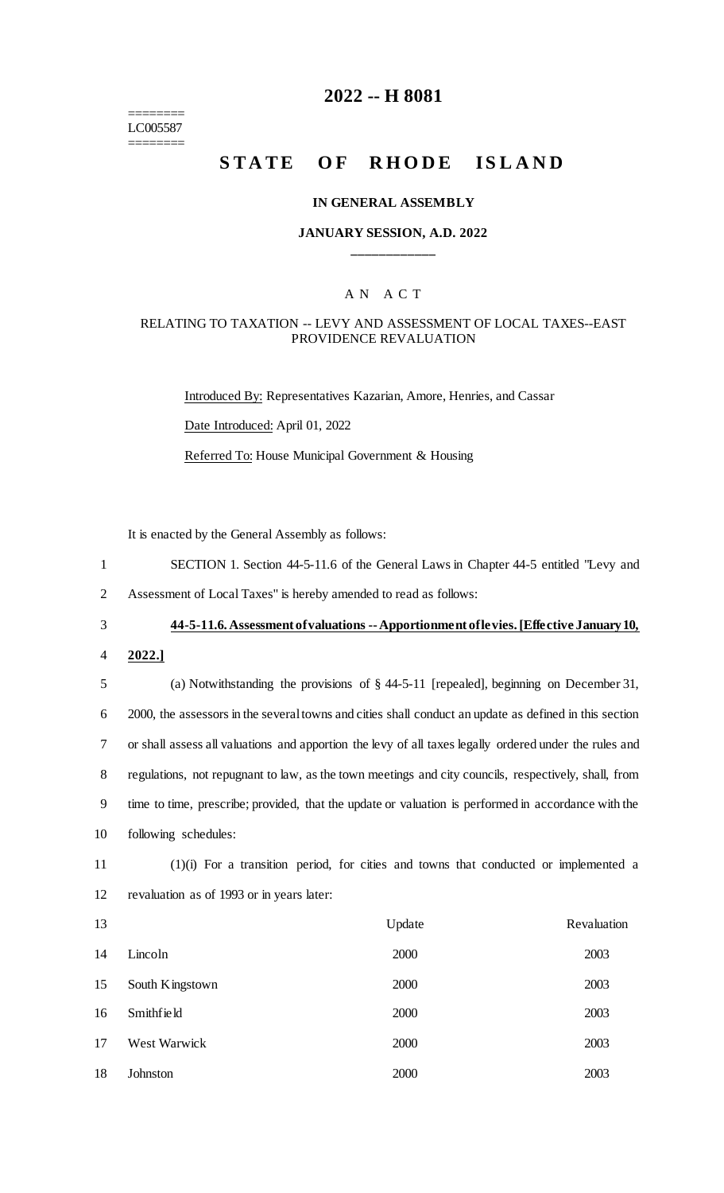========
LC005587
========

# 2022 -- H 8081

## STATE OF RHODE ISLAND

### IN GENERAL ASSEMBLY

### JANUARY SESSION, A.D. 2022

\_\_\_\_\_\_\_\_\_\_\_\_

A N A C T

RELATING TO TAXATION -- LEVY AND ASSESSMENT OF LOCAL TAXES--EAST PROVIDENCE REVALUATION

Introduced By: Representatives Kazarian, Amore, Henries, and Cassar

Date Introduced: April 01, 2022

Referred To: House Municipal Government & Housing

It is enacted by the General Assembly as follows:

SECTION 1. Section 44-5-11.6 of the General Laws in Chapter 44-5 entitled "Levy and Assessment of Local Taxes" is hereby amended to read as follows:

**44-5-11.6. Assessment of valuations -- Apportionment of levies. [Effective January 10, 2022.]**

(a) Notwithstanding the provisions of § 44-5-11 [repealed], beginning on December 31, 2000, the assessors in the several towns and cities shall conduct an update as defined in this section or shall assess all valuations and apportion the levy of all taxes legally ordered under the rules and regulations, not repugnant to law, as the town meetings and city councils, respectively, shall, from time to time, prescribe; provided, that the update or valuation is performed in accordance with the following schedules:

(1)(i) For a transition period, for cities and towns that conducted or implemented a revaluation as of 1993 or in years later:

| | Update | Revaluation |
|---|---|---|
| Lincoln | 2000 | 2003 |
| South Kingstown | 2000 | 2003 |
| Smithfield | 2000 | 2003 |
| West Warwick | 2000 | 2003 |
| Johnston | 2000 | 2003 |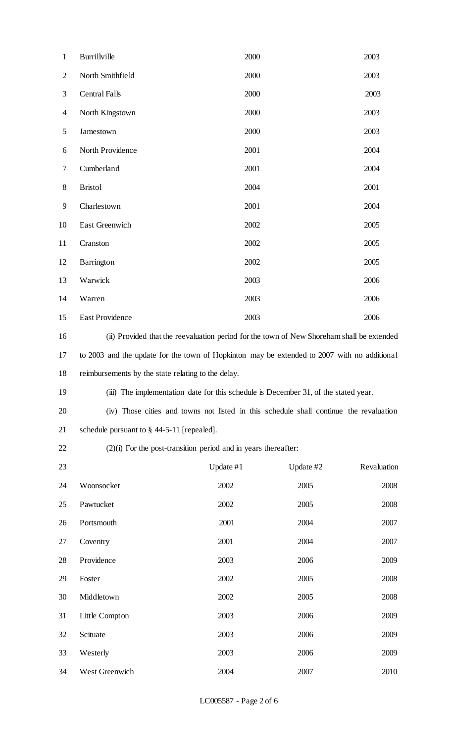| | | |
|---|---|---|
| Burrillville | 2000 | 2003 |
| North Smithfield | 2000 | 2003 |
| Central Falls | 2000 | 2003 |
| North Kingstown | 2000 | 2003 |
| Jamestown | 2000 | 2003 |
| North Providence | 2001 | 2004 |
| Cumberland | 2001 | 2004 |
| Bristol | 2004 | 2001 |
| Charlestown | 2001 | 2004 |
| East Greenwich | 2002 | 2005 |
| Cranston | 2002 | 2005 |
| Barrington | 2002 | 2005 |
| Warwick | 2003 | 2006 |
| Warren | 2003 | 2006 |
| East Providence | 2003 | 2006 |

(ii) Provided that the reevaluation period for the town of New Shoreham shall be extended to 2003 and the update for the town of Hopkinton may be extended to 2007 with no additional reimbursements by the state relating to the delay.

(iii) The implementation date for this schedule is December 31, of the stated year.

(iv) Those cities and towns not listed in this schedule shall continue the revaluation schedule pursuant to § 44-5-11 [repealed].

(2)(i) For the post-transition period and in years thereafter:

| | Update #1 | Update #2 | Revaluation |
|---|---|---|---|
| Woonsocket | 2002 | 2005 | 2008 |
| Pawtucket | 2002 | 2005 | 2008 |
| Portsmouth | 2001 | 2004 | 2007 |
| Coventry | 2001 | 2004 | 2007 |
| Providence | 2003 | 2006 | 2009 |
| Foster | 2002 | 2005 | 2008 |
| Middletown | 2002 | 2005 | 2008 |
| Little Compton | 2003 | 2006 | 2009 |
| Scituate | 2003 | 2006 | 2009 |
| Westerly | 2003 | 2006 | 2009 |
| West Greenwich | 2004 | 2007 | 2010 |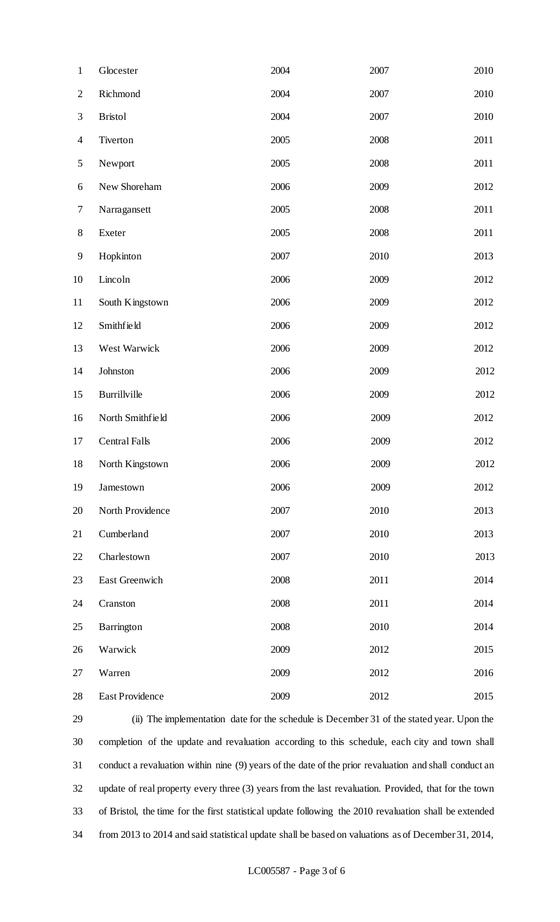| | | | |
|---|---|---|---|
| Glocester | 2004 | 2007 | 2010 |
| Richmond | 2004 | 2007 | 2010 |
| Bristol | 2004 | 2007 | 2010 |
| Tiverton | 2005 | 2008 | 2011 |
| Newport | 2005 | 2008 | 2011 |
| New Shoreham | 2006 | 2009 | 2012 |
| Narragansett | 2005 | 2008 | 2011 |
| Exeter | 2005 | 2008 | 2011 |
| Hopkinton | 2007 | 2010 | 2013 |
| Lincoln | 2006 | 2009 | 2012 |
| South Kingstown | 2006 | 2009 | 2012 |
| Smithfield | 2006 | 2009 | 2012 |
| West Warwick | 2006 | 2009 | 2012 |
| Johnston | 2006 | 2009 | 2012 |
| Burrillville | 2006 | 2009 | 2012 |
| North Smithfield | 2006 | 2009 | 2012 |
| Central Falls | 2006 | 2009 | 2012 |
| North Kingstown | 2006 | 2009 | 2012 |
| Jamestown | 2006 | 2009 | 2012 |
| North Providence | 2007 | 2010 | 2013 |
| Cumberland | 2007 | 2010 | 2013 |
| Charlestown | 2007 | 2010 | 2013 |
| East Greenwich | 2008 | 2011 | 2014 |
| Cranston | 2008 | 2011 | 2014 |
| Barrington | 2008 | 2010 | 2014 |
| Warwick | 2009 | 2012 | 2015 |
| Warren | 2009 | 2012 | 2016 |
| East Providence | 2009 | 2012 | 2015 |

(ii) The implementation date for the schedule is December 31 of the stated year. Upon the completion of the update and revaluation according to this schedule, each city and town shall conduct a revaluation within nine (9) years of the date of the prior revaluation and shall conduct an update of real property every three (3) years from the last revaluation. Provided, that for the town of Bristol, the time for the first statistical update following the 2010 revaluation shall be extended from 2013 to 2014 and said statistical update shall be based on valuations as of December 31, 2014,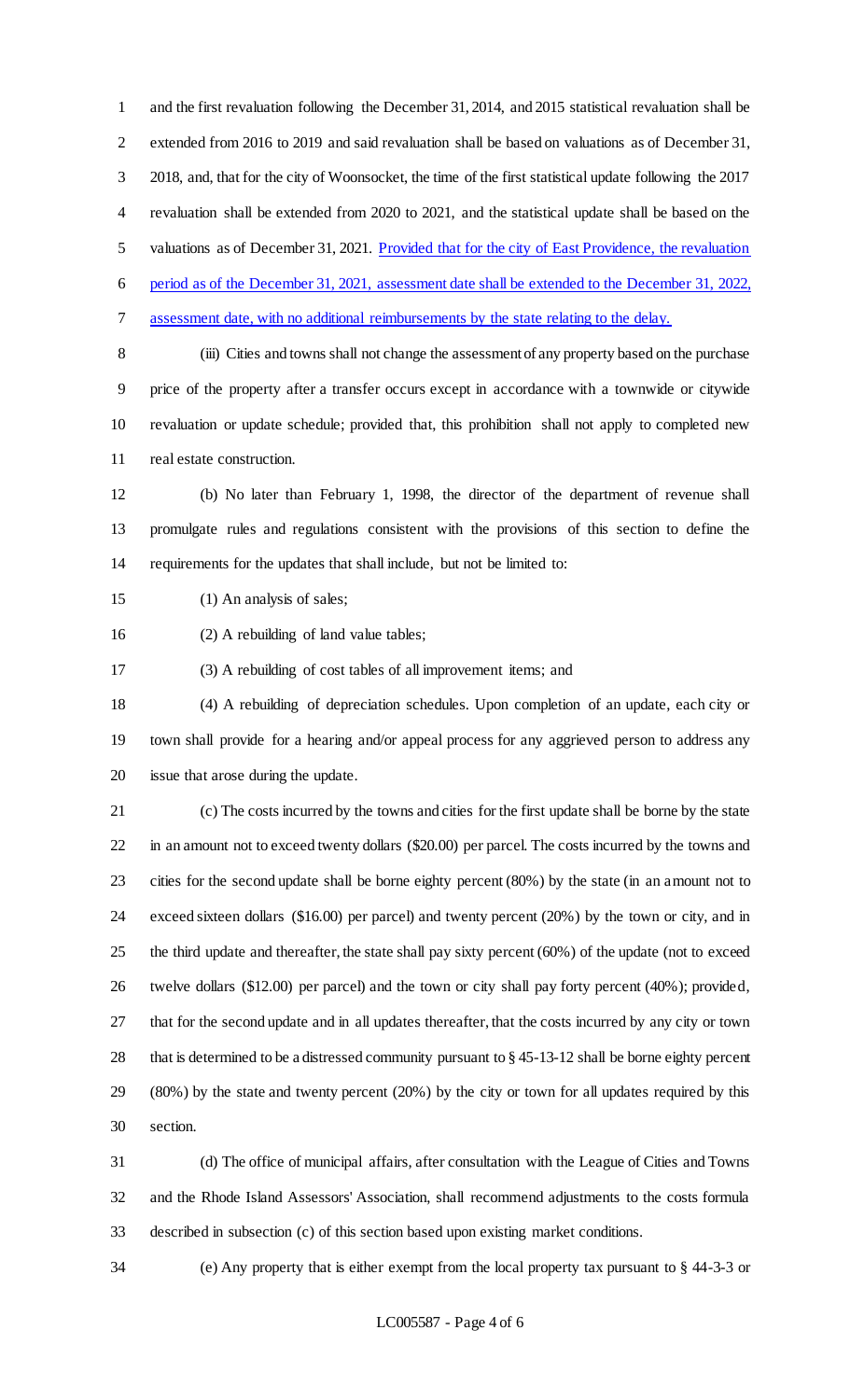and the first revaluation following the December 31, 2014, and 2015 statistical revaluation shall be extended from 2016 to 2019 and said revaluation shall be based on valuations as of December 31, 2018, and, that for the city of Woonsocket, the time of the first statistical update following the 2017 revaluation shall be extended from 2020 to 2021, and the statistical update shall be based on the valuations as of December 31, 2021. Provided that for the city of East Providence, the revaluation period as of the December 31, 2021, assessment date shall be extended to the December 31, 2022, assessment date, with no additional reimbursements by the state relating to the delay.

(iii) Cities and towns shall not change the assessment of any property based on the purchase price of the property after a transfer occurs except in accordance with a townwide or citywide revaluation or update schedule; provided that, this prohibition shall not apply to completed new real estate construction.

(b) No later than February 1, 1998, the director of the department of revenue shall promulgate rules and regulations consistent with the provisions of this section to define the requirements for the updates that shall include, but not be limited to:

(1) An analysis of sales;

(2) A rebuilding of land value tables;

(3) A rebuilding of cost tables of all improvement items; and

(4) A rebuilding of depreciation schedules. Upon completion of an update, each city or town shall provide for a hearing and/or appeal process for any aggrieved person to address any issue that arose during the update.

(c) The costs incurred by the towns and cities for the first update shall be borne by the state in an amount not to exceed twenty dollars ($20.00) per parcel. The costs incurred by the towns and cities for the second update shall be borne eighty percent (80%) by the state (in an amount not to exceed sixteen dollars ($16.00) per parcel) and twenty percent (20%) by the town or city, and in the third update and thereafter, the state shall pay sixty percent (60%) of the update (not to exceed twelve dollars ($12.00) per parcel) and the town or city shall pay forty percent (40%); provided, that for the second update and in all updates thereafter, that the costs incurred by any city or town that is determined to be a distressed community pursuant to § 45-13-12 shall be borne eighty percent (80%) by the state and twenty percent (20%) by the city or town for all updates required by this section.

(d) The office of municipal affairs, after consultation with the League of Cities and Towns and the Rhode Island Assessors' Association, shall recommend adjustments to the costs formula described in subsection (c) of this section based upon existing market conditions.

(e) Any property that is either exempt from the local property tax pursuant to § 44-3-3 or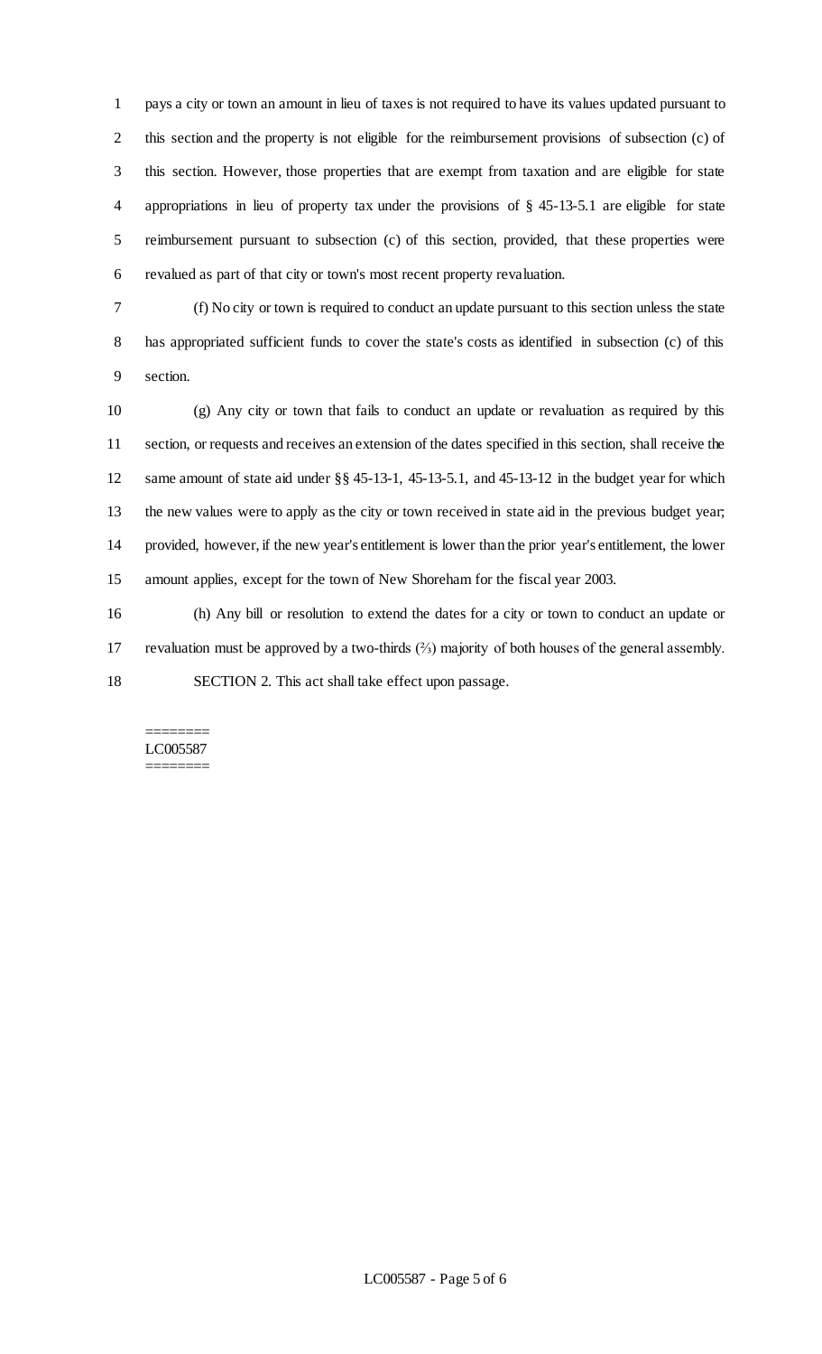pays a city or town an amount in lieu of taxes is not required to have its values updated pursuant to this section and the property is not eligible for the reimbursement provisions of subsection (c) of this section. However, those properties that are exempt from taxation and are eligible for state appropriations in lieu of property tax under the provisions of § 45-13-5.1 are eligible for state reimbursement pursuant to subsection (c) of this section, provided, that these properties were revalued as part of that city or town's most recent property revaluation.

(f) No city or town is required to conduct an update pursuant to this section unless the state has appropriated sufficient funds to cover the state's costs as identified in subsection (c) of this section.

(g) Any city or town that fails to conduct an update or revaluation as required by this section, or requests and receives an extension of the dates specified in this section, shall receive the same amount of state aid under §§ 45-13-1, 45-13-5.1, and 45-13-12 in the budget year for which the new values were to apply as the city or town received in state aid in the previous budget year; provided, however, if the new year's entitlement is lower than the prior year's entitlement, the lower amount applies, except for the town of New Shoreham for the fiscal year 2003.

(h) Any bill or resolution to extend the dates for a city or town to conduct an update or revaluation must be approved by a two-thirds (⅔) majority of both houses of the general assembly.

SECTION 2. This act shall take effect upon passage.

========
LC005587
========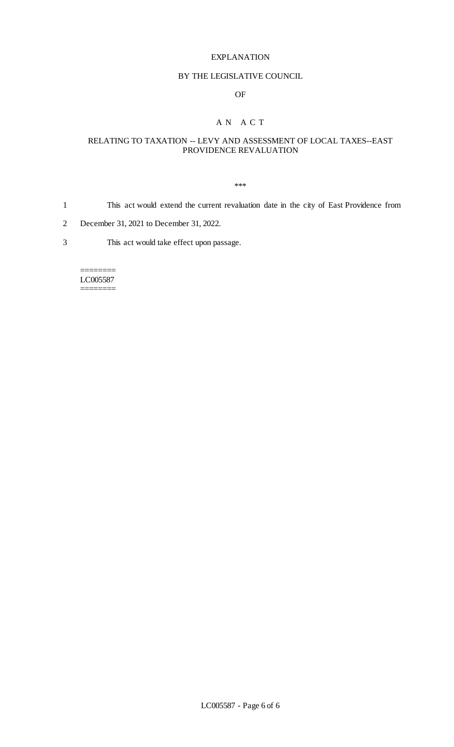EXPLANATION

BY THE LEGISLATIVE COUNCIL

OF

A N A C T

RELATING TO TAXATION -- LEVY AND ASSESSMENT OF LOCAL TAXES--EAST PROVIDENCE REVALUATION

***

This act would extend the current revaluation date in the city of East Providence from December 31, 2021 to December 31, 2022.

This act would take effect upon passage.

========
LC005587
========